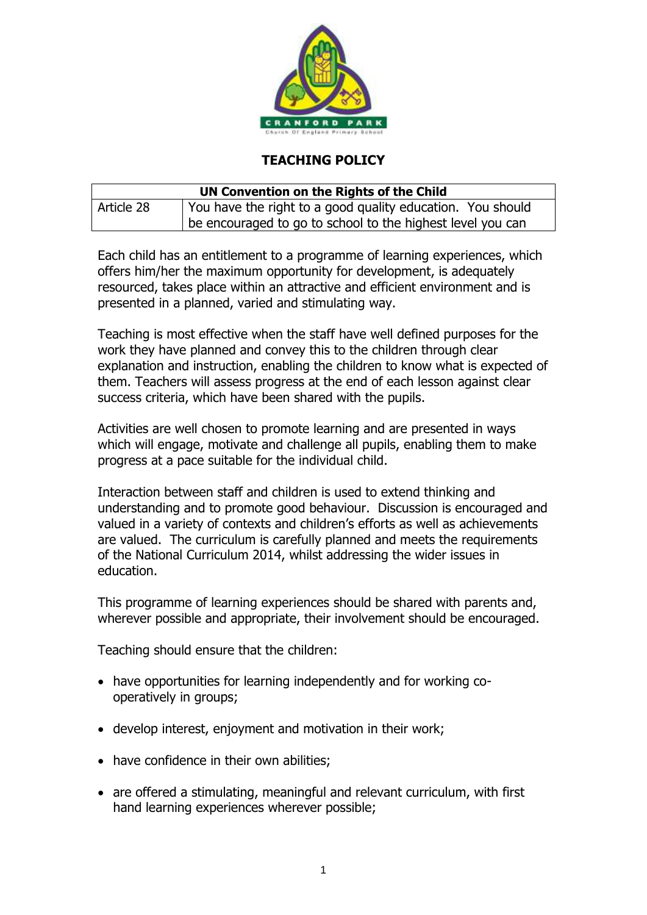# TEACHING POLICY

| UN Convention on the Rights of the Child | |
|---|---|
| Article 28 | You have the right to a good quality education. You should be encouraged to go to school to the highest level you can |

Each child has an entitlement to a programme of learning experiences, which offers him/her the maximum opportunity for development, is adequately resourced, takes place within an attractive and efficient environment and is presented in a planned, varied and stimulating way.

Teaching is most effective when the staff have well defined purposes for the work they have planned and convey this to the children through clear explanation and instruction, enabling the children to know what is expected of them. Teachers will assess progress at the end of each lesson against clear success criteria, which have been shared with the pupils.

Activities are well chosen to promote learning and are presented in ways which will engage, motivate and challenge all pupils, enabling them to make progress at a pace suitable for the individual child.

Interaction between staff and children is used to extend thinking and understanding and to promote good behaviour. Discussion is encouraged and valued in a variety of contexts and children's efforts as well as achievements are valued. The curriculum is carefully planned and meets the requirements of the National Curriculum 2014, whilst addressing the wider issues in education.

This programme of learning experiences should be shared with parents and, wherever possible and appropriate, their involvement should be encouraged.

Teaching should ensure that the children:

- have opportunities for learning independently and for working co-operatively in groups;
- develop interest, enjoyment and motivation in their work;
- have confidence in their own abilities;
- are offered a stimulating, meaningful and relevant curriculum, with first hand learning experiences wherever possible;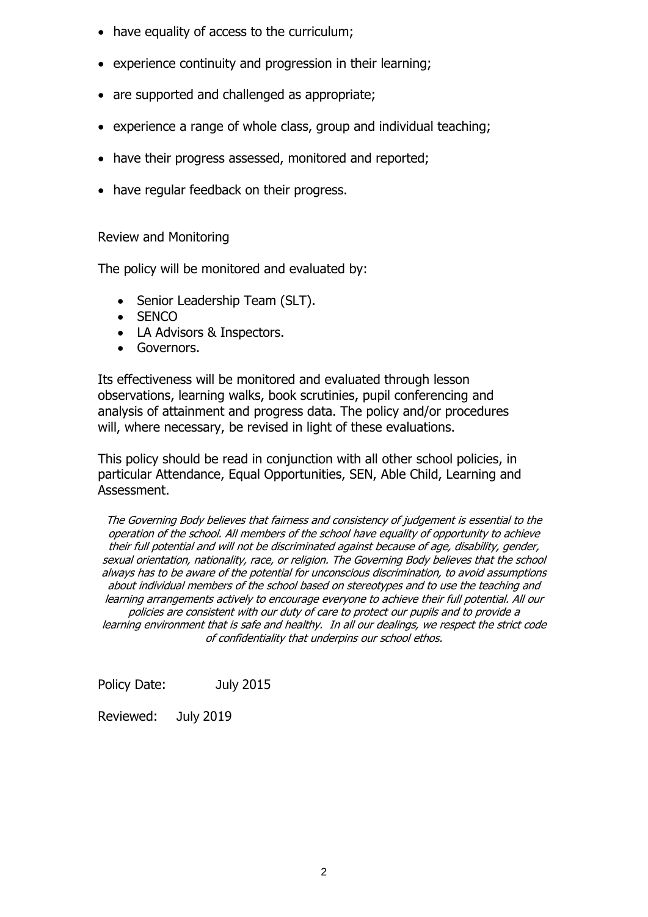- have equality of access to the curriculum;
- experience continuity and progression in their learning;
- are supported and challenged as appropriate;
- experience a range of whole class, group and individual teaching;
- have their progress assessed, monitored and reported;
- have regular feedback on their progress.

Review and Monitoring

The policy will be monitored and evaluated by:

- Senior Leadership Team (SLT).
- SENCO
- LA Advisors & Inspectors.
- Governors.

Its effectiveness will be monitored and evaluated through lesson observations, learning walks, book scrutinies, pupil conferencing and analysis of attainment and progress data. The policy and/or procedures will, where necessary, be revised in light of these evaluations.

This policy should be read in conjunction with all other school policies, in particular Attendance, Equal Opportunities, SEN, Able Child, Learning and Assessment.

*The Governing Body believes that fairness and consistency of judgement is essential to the operation of the school. All members of the school have equality of opportunity to achieve their full potential and will not be discriminated against because of age, disability, gender, sexual orientation, nationality, race, or religion. The Governing Body believes that the school always has to be aware of the potential for unconscious discrimination, to avoid assumptions about individual members of the school based on stereotypes and to use the teaching and learning arrangements actively to encourage everyone to achieve their full potential. All our policies are consistent with our duty of care to protect our pupils and to provide a learning environment that is safe and healthy. In all our dealings, we respect the strict code of confidentiality that underpins our school ethos.*

Policy Date: July 2015

Reviewed: July 2019